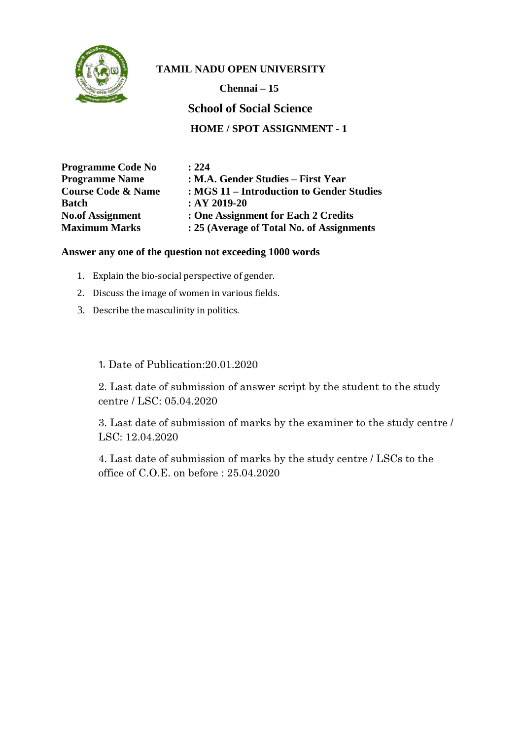# TAMIL NADU OPEN UNIVERSITY

**Chennai – 15**

## School of Social Science

### HOME / SPOT ASSIGNMENT - 1

| | |
|---|---|
| **Programme Code No** | **: 224** |
| **Programme Name** | **: M.A. Gender Studies – First Year** |
| **Course Code & Name** | **: MGS 11 – Introduction to Gender Studies** |
| **Batch** | **: AY 2019-20** |
| **No.of Assignment** | **: One Assignment for Each 2 Credits** |
| **Maximum Marks** | **: 25 (Average of Total No. of Assignments** |

**Answer any one of the question not exceeding 1000 words**

1. Explain the bio-social perspective of gender.
2. Discuss the image of women in various fields.
3. Describe the masculinity in politics.

1. Date of Publication:20.01.2020

2. Last date of submission of answer script by the student to the study centre / LSC: 05.04.2020

3. Last date of submission of marks by the examiner to the study centre / LSC: 12.04.2020

4. Last date of submission of marks by the study centre / LSCs to the office of C.O.E. on before : 25.04.2020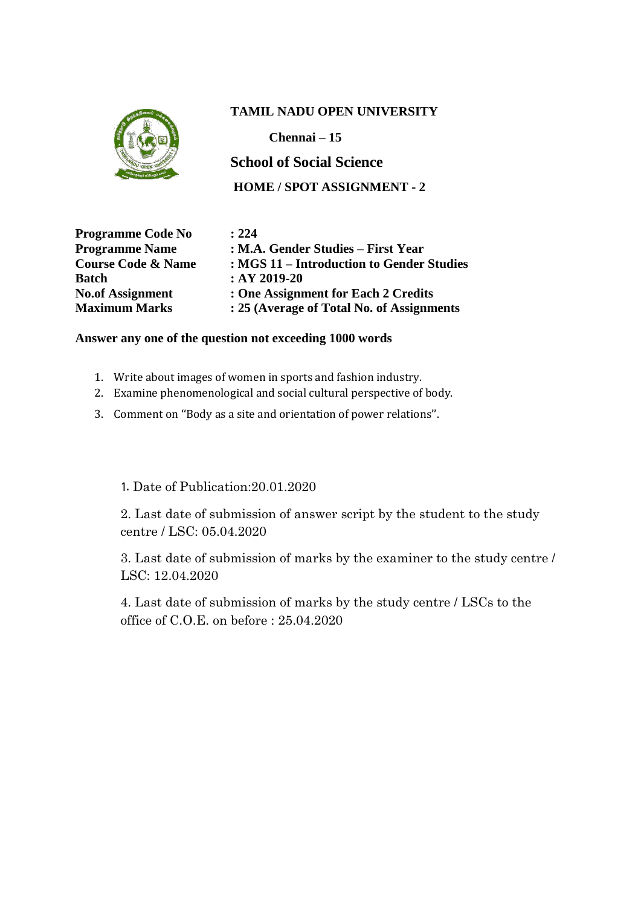**TAMIL NADU OPEN UNIVERSITY**

**Chennai – 15**

## School of Social Science

**HOME / SPOT ASSIGNMENT - 2**

| | |
|---|---|
| **Programme Code No** | **: 224** |
| **Programme Name** | **: M.A. Gender Studies – First Year** |
| **Course Code & Name** | **: MGS 11 – Introduction to Gender Studies** |
| **Batch** | **: AY 2019-20** |
| **No.of Assignment** | **: One Assignment for Each 2 Credits** |
| **Maximum Marks** | **: 25 (Average of Total No. of Assignments** |

**Answer any one of the question not exceeding 1000 words**

1. Write about images of women in sports and fashion industry.
2. Examine phenomenological and social cultural perspective of body.
3. Comment on "Body as a site and orientation of power relations".

1. Date of Publication:20.01.2020

2. Last date of submission of answer script by the student to the study centre / LSC: 05.04.2020

3. Last date of submission of marks by the examiner to the study centre / LSC: 12.04.2020

4. Last date of submission of marks by the study centre / LSCs to the office of C.O.E. on before : 25.04.2020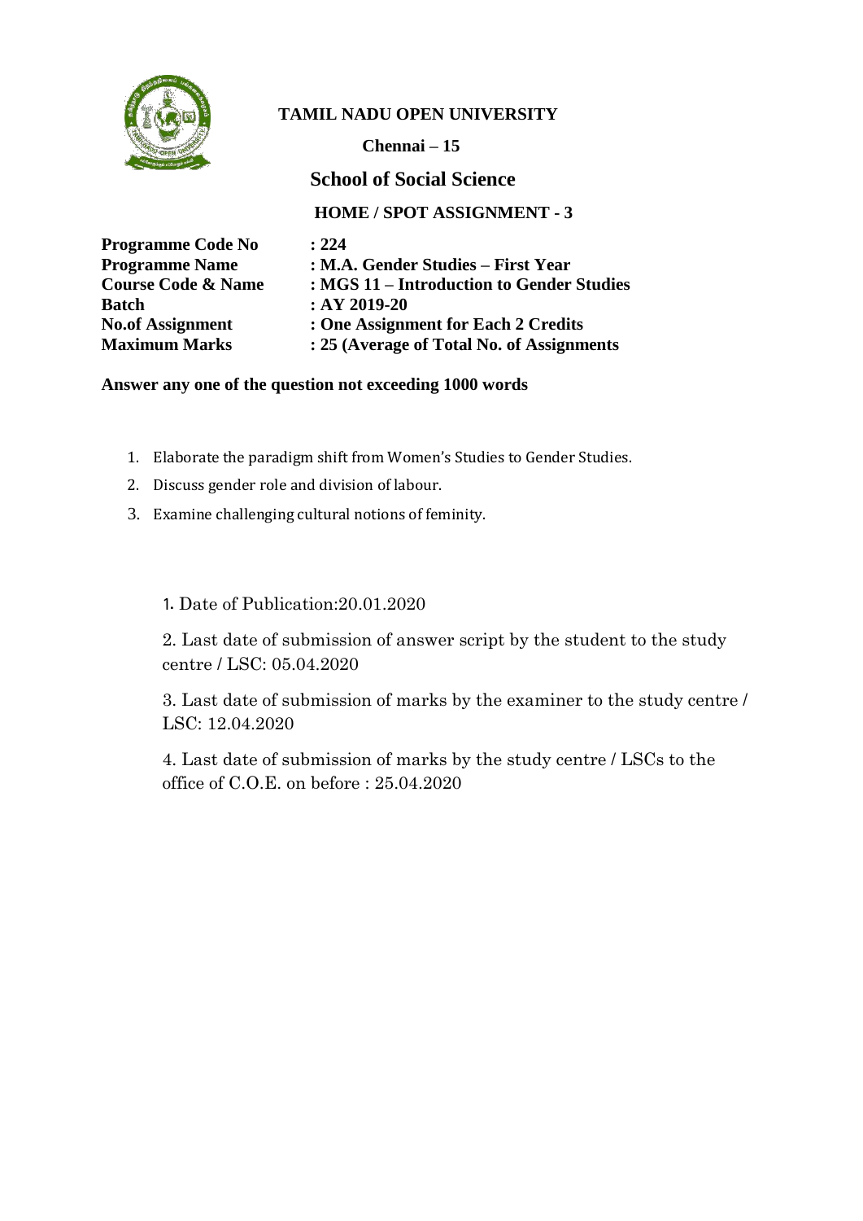**TAMIL NADU OPEN UNIVERSITY**

**Chennai – 15**

## School of Social Science

**HOME / SPOT ASSIGNMENT - 3**

| | |
|---|---|
| **Programme Code No** | **: 224** |
| **Programme Name** | **: M.A. Gender Studies – First Year** |
| **Course Code & Name** | **: MGS 11 – Introduction to Gender Studies** |
| **Batch** | **: AY 2019-20** |
| **No.of Assignment** | **: One Assignment for Each 2 Credits** |
| **Maximum Marks** | **: 25 (Average of Total No. of Assignments** |

**Answer any one of the question not exceeding 1000 words**

1. Elaborate the paradigm shift from Women's Studies to Gender Studies.
2. Discuss gender role and division of labour.
3. Examine challenging cultural notions of feminity.

1. Date of Publication:20.01.2020

2. Last date of submission of answer script by the student to the study centre / LSC: 05.04.2020

3. Last date of submission of marks by the examiner to the study centre / LSC: 12.04.2020

4. Last date of submission of marks by the study centre / LSCs to the office of C.O.E. on before : 25.04.2020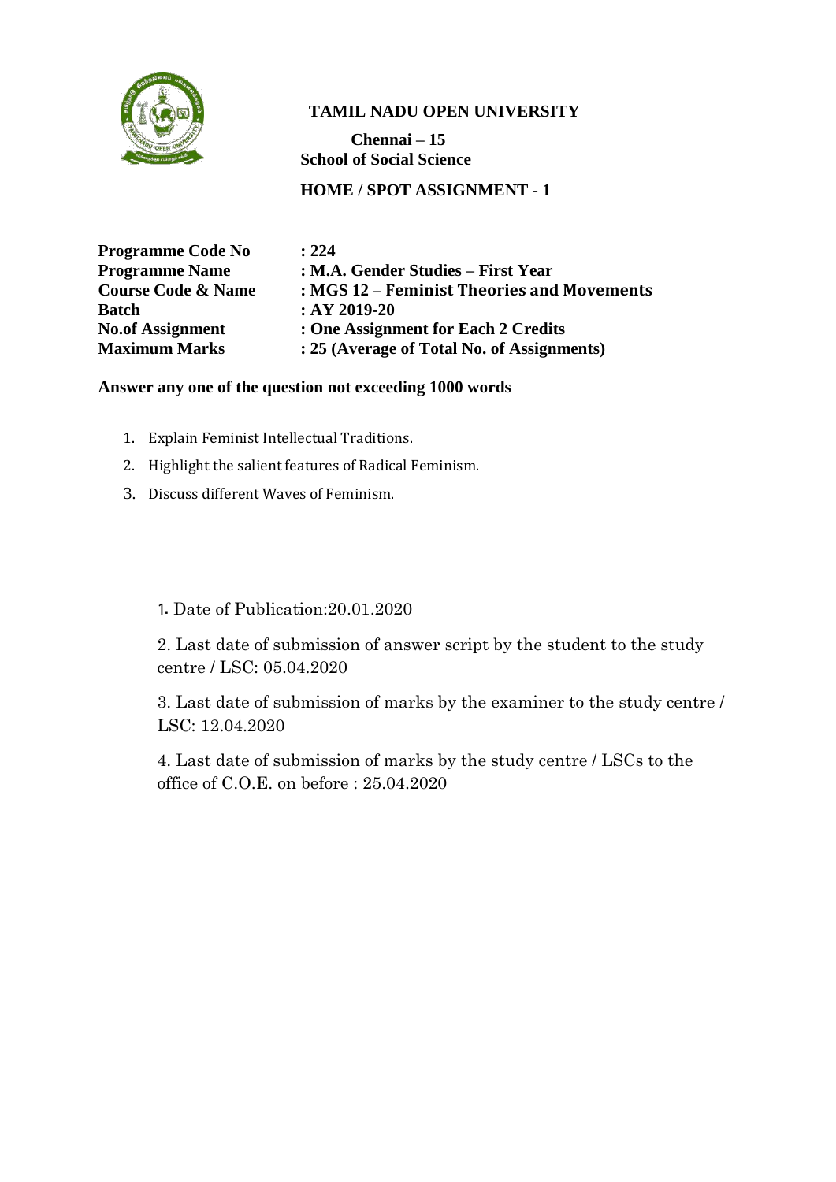**TAMIL NADU OPEN UNIVERSITY**

**Chennai – 15**

**School of Social Science**

**HOME / SPOT ASSIGNMENT - 1**

| | |
|---|---|
| **Programme Code No** | **: 224** |
| **Programme Name** | **: M.A. Gender Studies – First Year** |
| **Course Code & Name** | **: MGS 12 – Feminist Theories and Movements** |
| **Batch** | **: AY 2019-20** |
| **No.of Assignment** | **: One Assignment for Each 2 Credits** |
| **Maximum Marks** | **: 25 (Average of Total No. of Assignments)** |

**Answer any one of the question not exceeding 1000 words**

1. Explain Feminist Intellectual Traditions.
2. Highlight the salient features of Radical Feminism.
3. Discuss different Waves of Feminism.

1. Date of Publication:20.01.2020
2. Last date of submission of answer script by the student to the study centre / LSC: 05.04.2020
3. Last date of submission of marks by the examiner to the study centre / LSC: 12.04.2020
4. Last date of submission of marks by the study centre / LSCs to the office of C.O.E. on before : 25.04.2020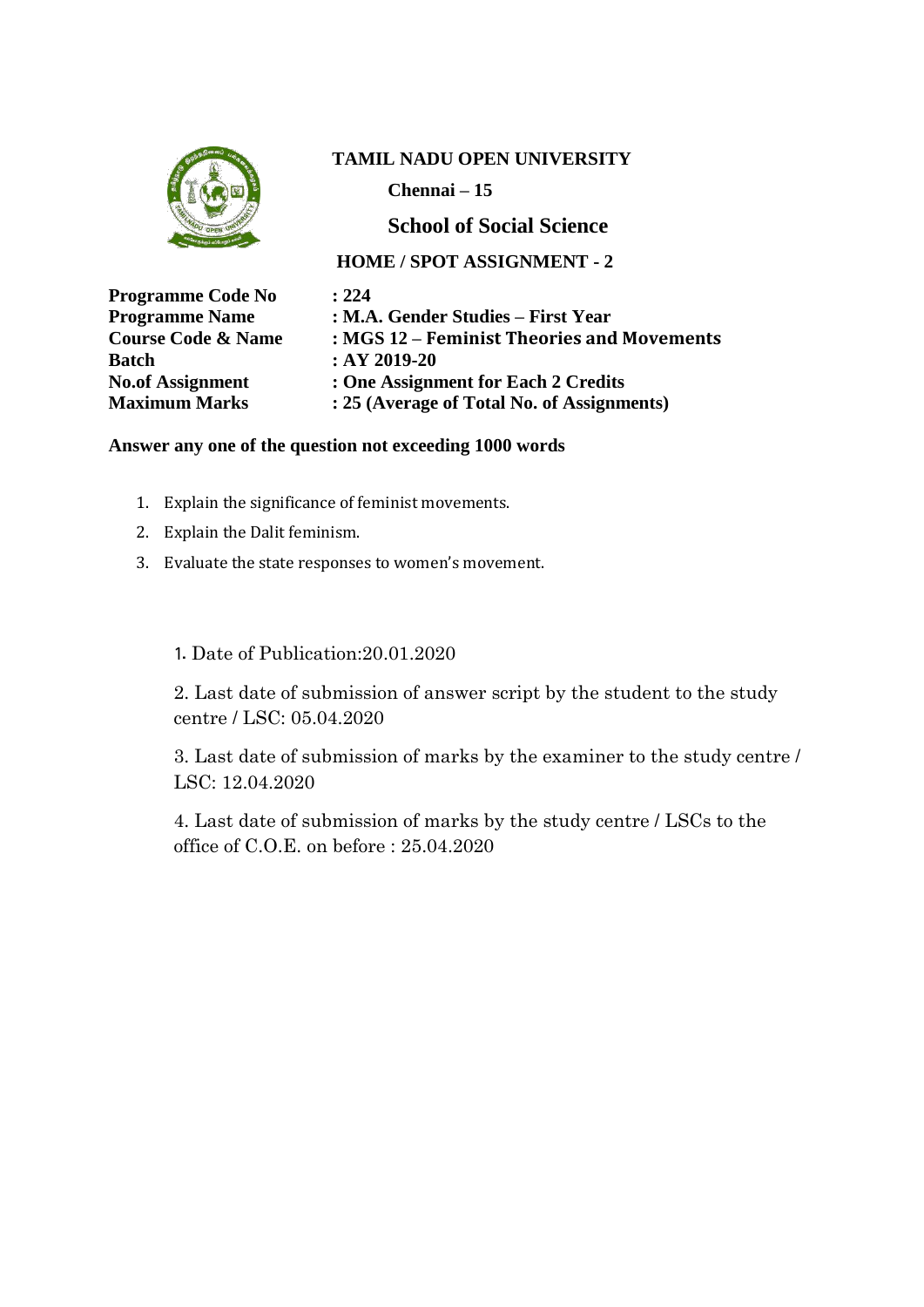**TAMIL NADU OPEN UNIVERSITY**

**Chennai – 15**

## School of Social Science

**HOME / SPOT ASSIGNMENT - 2**

| | |
|---|---|
| **Programme Code No** | **: 224** |
| **Programme Name** | **: M.A. Gender Studies – First Year** |
| **Course Code & Name** | **: MGS 12 – Feminist Theories and Movements** |
| **Batch** | **: AY 2019-20** |
| **No.of Assignment** | **: One Assignment for Each 2 Credits** |
| **Maximum Marks** | **: 25 (Average of Total No. of Assignments)** |

**Answer any one of the question not exceeding 1000 words**

1. Explain the significance of feminist movements.
2. Explain the Dalit feminism.
3. Evaluate the state responses to women's movement.

1. Date of Publication:20.01.2020
2. Last date of submission of answer script by the student to the study centre / LSC: 05.04.2020
3. Last date of submission of marks by the examiner to the study centre / LSC: 12.04.2020
4. Last date of submission of marks by the study centre / LSCs to the office of C.O.E. on before : 25.04.2020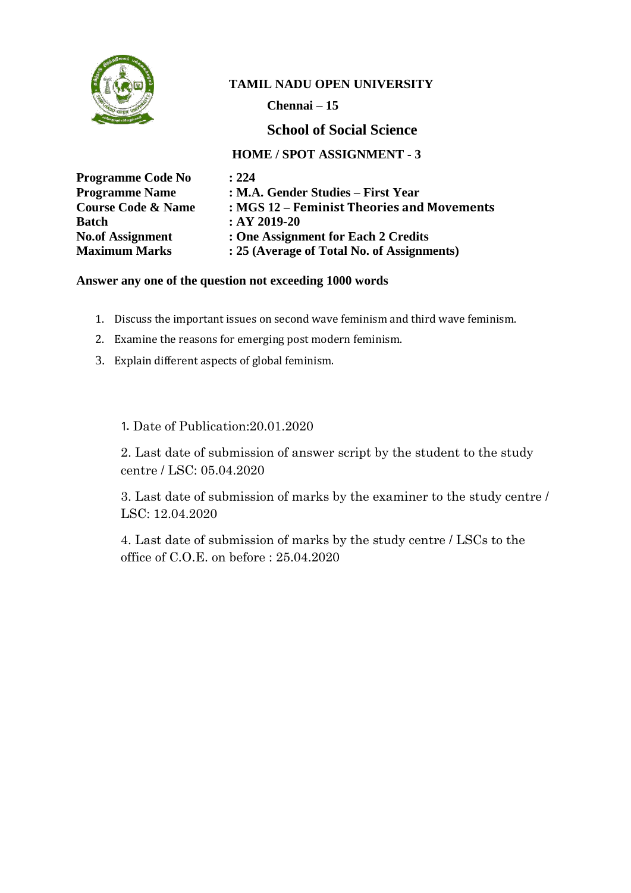**TAMIL NADU OPEN UNIVERSITY**

**Chennai – 15**

## School of Social Science

### HOME / SPOT ASSIGNMENT - 3

| | |
|---|---|
| **Programme Code No** | **: 224** |
| **Programme Name** | **: M.A. Gender Studies – First Year** |
| **Course Code & Name** | **: MGS 12 – Feminist Theories and Movements** |
| **Batch** | **: AY 2019-20** |
| **No.of Assignment** | **: One Assignment for Each 2 Credits** |
| **Maximum Marks** | **: 25 (Average of Total No. of Assignments)** |

**Answer any one of the question not exceeding 1000 words**

1. Discuss the important issues on second wave feminism and third wave feminism.
2. Examine the reasons for emerging post modern feminism.
3. Explain different aspects of global feminism.

1. Date of Publication:20.01.2020
2. Last date of submission of answer script by the student to the study centre / LSC: 05.04.2020
3. Last date of submission of marks by the examiner to the study centre / LSC: 12.04.2020
4. Last date of submission of marks by the study centre / LSCs to the office of C.O.E. on before : 25.04.2020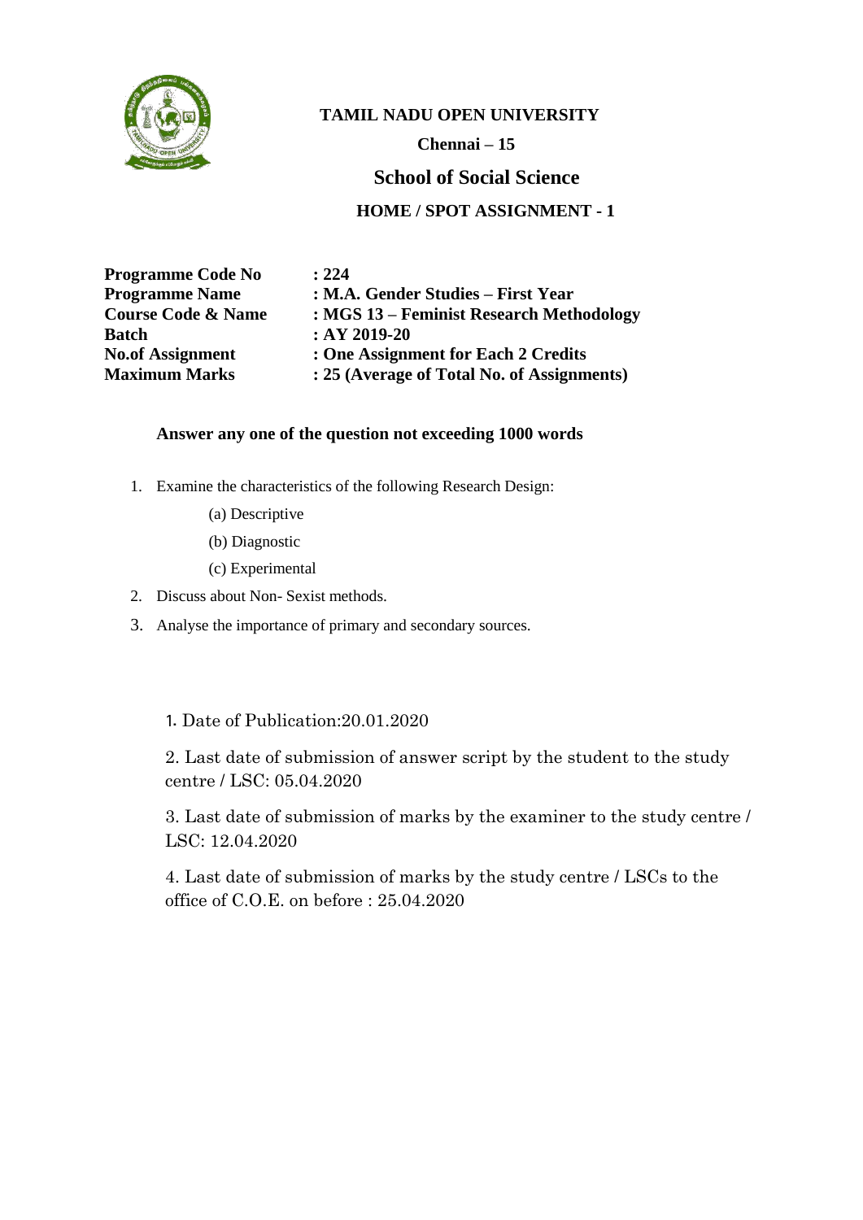**TAMIL NADU OPEN UNIVERSITY**

**Chennai – 15**

## School of Social Science

**HOME / SPOT ASSIGNMENT - 1**

| | |
|---|---|
| **Programme Code No** | **: 224** |
| **Programme Name** | **: M.A. Gender Studies – First Year** |
| **Course Code & Name** | **: MGS 13 – Feminist Research Methodology** |
| **Batch** | **: AY 2019-20** |
| **No.of Assignment** | **: One Assignment for Each 2 Credits** |
| **Maximum Marks** | **: 25 (Average of Total No. of Assignments)** |

**Answer any one of the question not exceeding 1000 words**

1. Examine the characteristics of the following Research Design:
   - (a) Descriptive
   - (b) Diagnostic
   - (c) Experimental
2. Discuss about Non- Sexist methods.
3. Analyse the importance of primary and secondary sources.

1. Date of Publication:20.01.2020

2. Last date of submission of answer script by the student to the study centre / LSC: 05.04.2020

3. Last date of submission of marks by the examiner to the study centre / LSC: 12.04.2020

4. Last date of submission of marks by the study centre / LSCs to the office of C.O.E. on before : 25.04.2020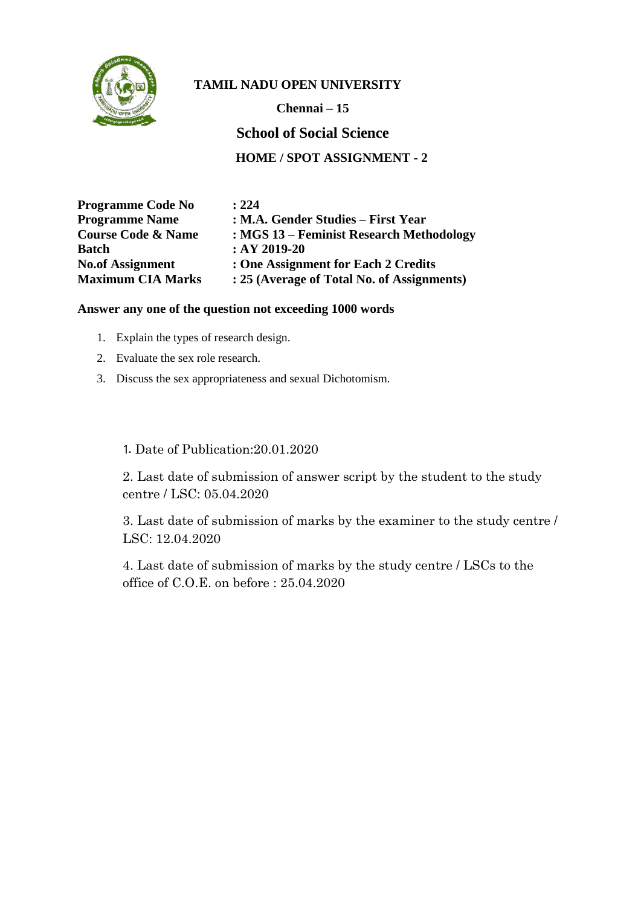# TAMIL NADU OPEN UNIVERSITY

**Chennai – 15**

## School of Social Science

### HOME / SPOT ASSIGNMENT - 2

| | |
|---|---|
| **Programme Code No** | **: 224** |
| **Programme Name** | **: M.A. Gender Studies – First Year** |
| **Course Code & Name** | **: MGS 13 – Feminist Research Methodology** |
| **Batch** | **: AY 2019-20** |
| **No.of Assignment** | **: One Assignment for Each 2 Credits** |
| **Maximum CIA Marks** | **: 25 (Average of Total No. of Assignments)** |

**Answer any one of the question not exceeding 1000 words**

1. Explain the types of research design.
2. Evaluate the sex role research.
3. Discuss the sex appropriateness and sexual Dichotomism.

1. Date of Publication:20.01.2020

2. Last date of submission of answer script by the student to the study centre / LSC: 05.04.2020

3. Last date of submission of marks by the examiner to the study centre / LSC: 12.04.2020

4. Last date of submission of marks by the study centre / LSCs to the office of C.O.E. on before : 25.04.2020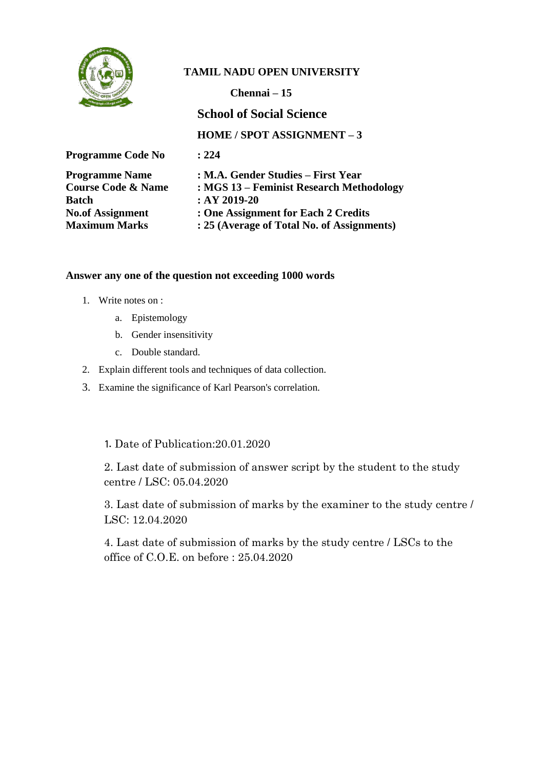**TAMIL NADU OPEN UNIVERSITY**

**Chennai – 15**

## School of Social Science

**HOME / SPOT ASSIGNMENT – 3**

| | |
|---|---|
| **Programme Code No** | **: 224** |
| **Programme Name** | **: M.A. Gender Studies – First Year** |
| **Course Code & Name** | **: MGS 13 – Feminist Research Methodology** |
| **Batch** | **: AY 2019-20** |
| **No.of Assignment** | **: One Assignment for Each 2 Credits** |
| **Maximum Marks** | **: 25 (Average of Total No. of Assignments)** |

**Answer any one of the question not exceeding 1000 words**

1. Write notes on :
   a. Epistemology
   b. Gender insensitivity
   c. Double standard.
2. Explain different tools and techniques of data collection.
3. Examine the significance of Karl Pearson's correlation.

1. Date of Publication:20.01.2020

2. Last date of submission of answer script by the student to the study centre / LSC: 05.04.2020

3. Last date of submission of marks by the examiner to the study centre / LSC: 12.04.2020

4. Last date of submission of marks by the study centre / LSCs to the office of C.O.E. on before : 25.04.2020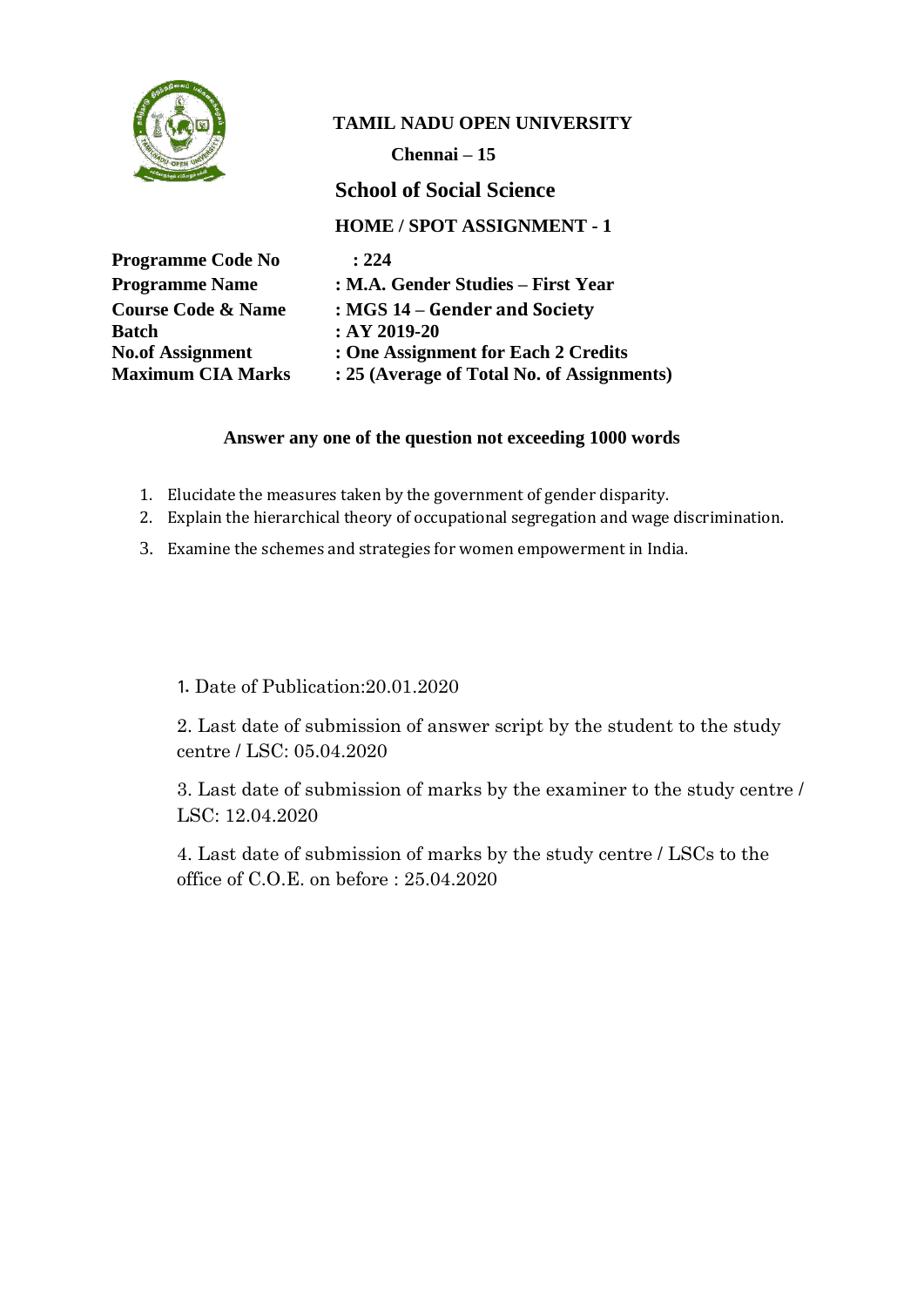**TAMIL NADU OPEN UNIVERSITY**

**Chennai – 15**

## School of Social Science

**HOME / SPOT ASSIGNMENT - 1**

| | |
|---|---|
| **Programme Code No** | **: 224** |
| **Programme Name** | **: M.A. Gender Studies – First Year** |
| **Course Code & Name** | **: MGS 14 – Gender and Society** |
| **Batch** | **: AY 2019-20** |
| **No.of Assignment** | **: One Assignment for Each 2 Credits** |
| **Maximum CIA Marks** | **: 25 (Average of Total No. of Assignments)** |

**Answer any one of the question not exceeding 1000 words**

1. Elucidate the measures taken by the government of gender disparity.
2. Explain the hierarchical theory of occupational segregation and wage discrimination.
3. Examine the schemes and strategies for women empowerment in India.

1. Date of Publication:20.01.2020
2. Last date of submission of answer script by the student to the study centre / LSC: 05.04.2020
3. Last date of submission of marks by the examiner to the study centre / LSC: 12.04.2020
4. Last date of submission of marks by the study centre / LSCs to the office of C.O.E. on before : 25.04.2020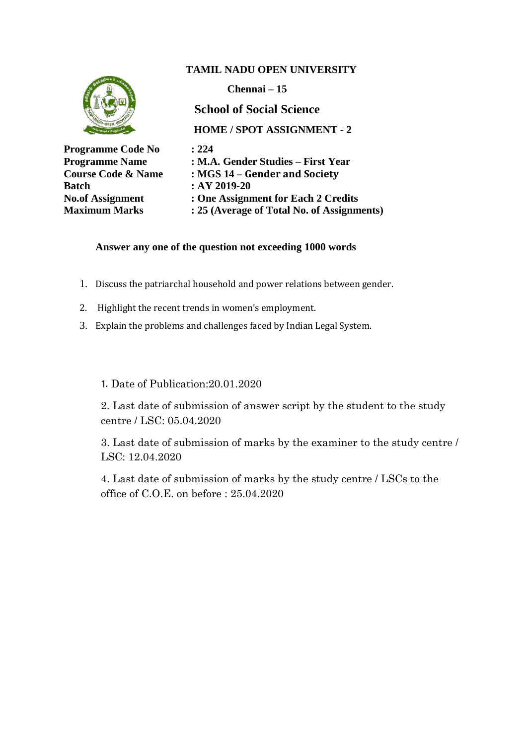**TAMIL NADU OPEN UNIVERSITY**

**Chennai – 15**

## School of Social Science

**HOME / SPOT ASSIGNMENT - 2**

| | |
|---|---|
| **Programme Code No** | **: 224** |
| **Programme Name** | **: M.A. Gender Studies – First Year** |
| **Course Code & Name** | **: MGS 14 – Gender and Society** |
| **Batch** | **: AY 2019-20** |
| **No.of Assignment** | **: One Assignment for Each 2 Credits** |
| **Maximum Marks** | **: 25 (Average of Total No. of Assignments)** |

**Answer any one of the question not exceeding 1000 words**

1. Discuss the patriarchal household and power relations between gender.
2. Highlight the recent trends in women's employment.
3. Explain the problems and challenges faced by Indian Legal System.

1. Date of Publication:20.01.2020
2. Last date of submission of answer script by the student to the study centre / LSC: 05.04.2020
3. Last date of submission of marks by the examiner to the study centre / LSC: 12.04.2020
4. Last date of submission of marks by the study centre / LSCs to the office of C.O.E. on before : 25.04.2020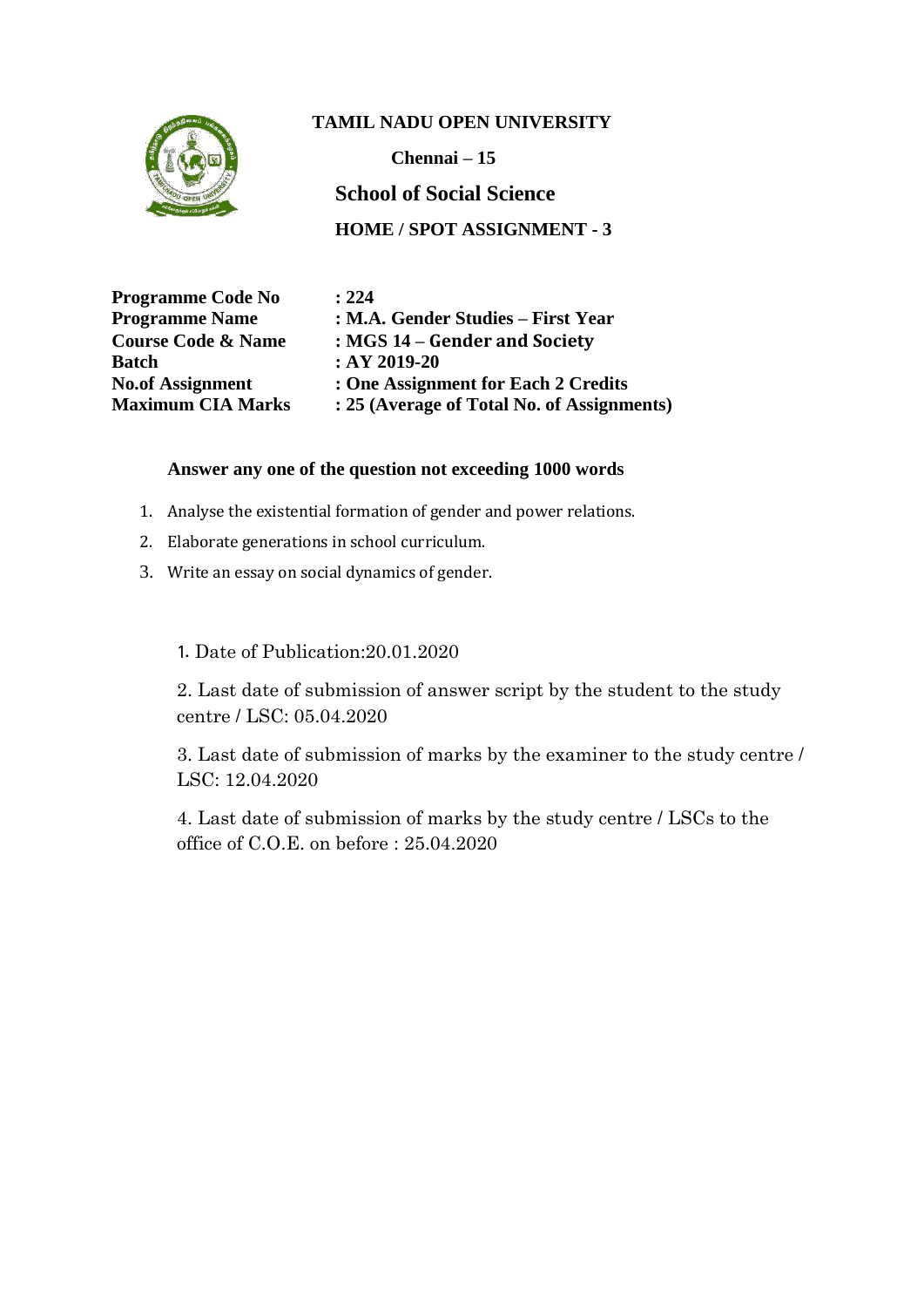**TAMIL NADU OPEN UNIVERSITY**

**Chennai – 15**

## School of Social Science

**HOME / SPOT ASSIGNMENT - 3**

| | |
|---|---|
| **Programme Code No** | **: 224** |
| **Programme Name** | **: M.A. Gender Studies – First Year** |
| **Course Code & Name** | **: MGS 14 – Gender and Society** |
| **Batch** | **: AY 2019-20** |
| **No.of Assignment** | **: One Assignment for Each 2 Credits** |
| **Maximum CIA Marks** | **: 25 (Average of Total No. of Assignments)** |

**Answer any one of the question not exceeding 1000 words**

1. Analyse the existential formation of gender and power relations.
2. Elaborate generations in school curriculum.
3. Write an essay on social dynamics of gender.

1. Date of Publication:20.01.2020

2. Last date of submission of answer script by the student to the study centre / LSC: 05.04.2020

3. Last date of submission of marks by the examiner to the study centre / LSC: 12.04.2020

4. Last date of submission of marks by the study centre / LSCs to the office of C.O.E. on before : 25.04.2020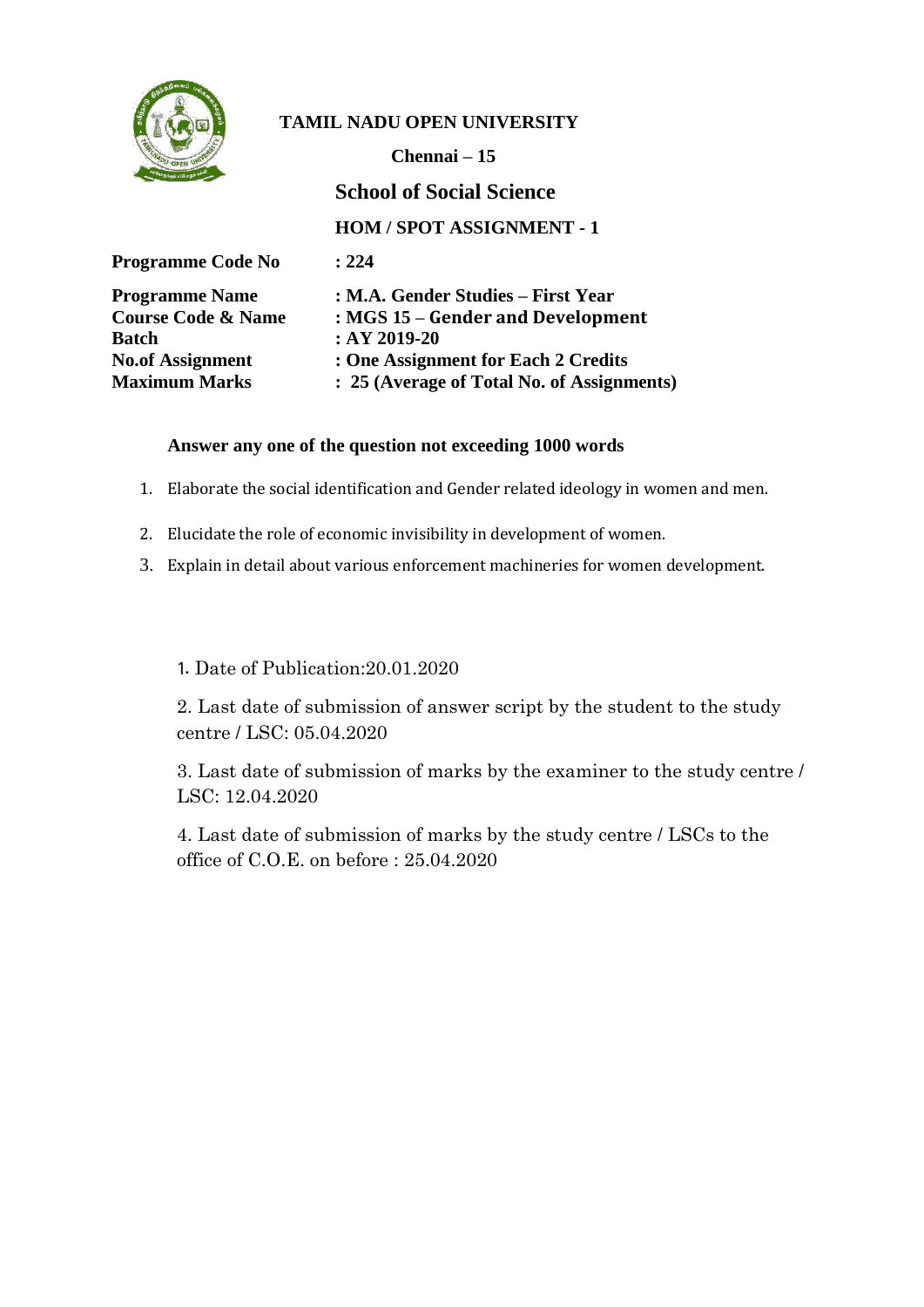**TAMIL NADU OPEN UNIVERSITY**

**Chennai – 15**

## School of Social Science

**HOM / SPOT ASSIGNMENT - 1**

**Programme Code No : 224**

**Programme Name : M.A. Gender Studies – First Year**
**Course Code & Name : MGS 15 – Gender and Development**
**Batch : AY 2019-20**
**No.of Assignment : One Assignment for Each 2 Credits**
**Maximum Marks : 25 (Average of Total No. of Assignments)**

**Answer any one of the question not exceeding 1000 words**

1. Elaborate the social identification and Gender related ideology in women and men.
2. Elucidate the role of economic invisibility in development of women.
3. Explain in detail about various enforcement machineries for women development.

1. Date of Publication:20.01.2020
2. Last date of submission of answer script by the student to the study centre / LSC: 05.04.2020
3. Last date of submission of marks by the examiner to the study centre / LSC: 12.04.2020
4. Last date of submission of marks by the study centre / LSCs to the office of C.O.E. on before : 25.04.2020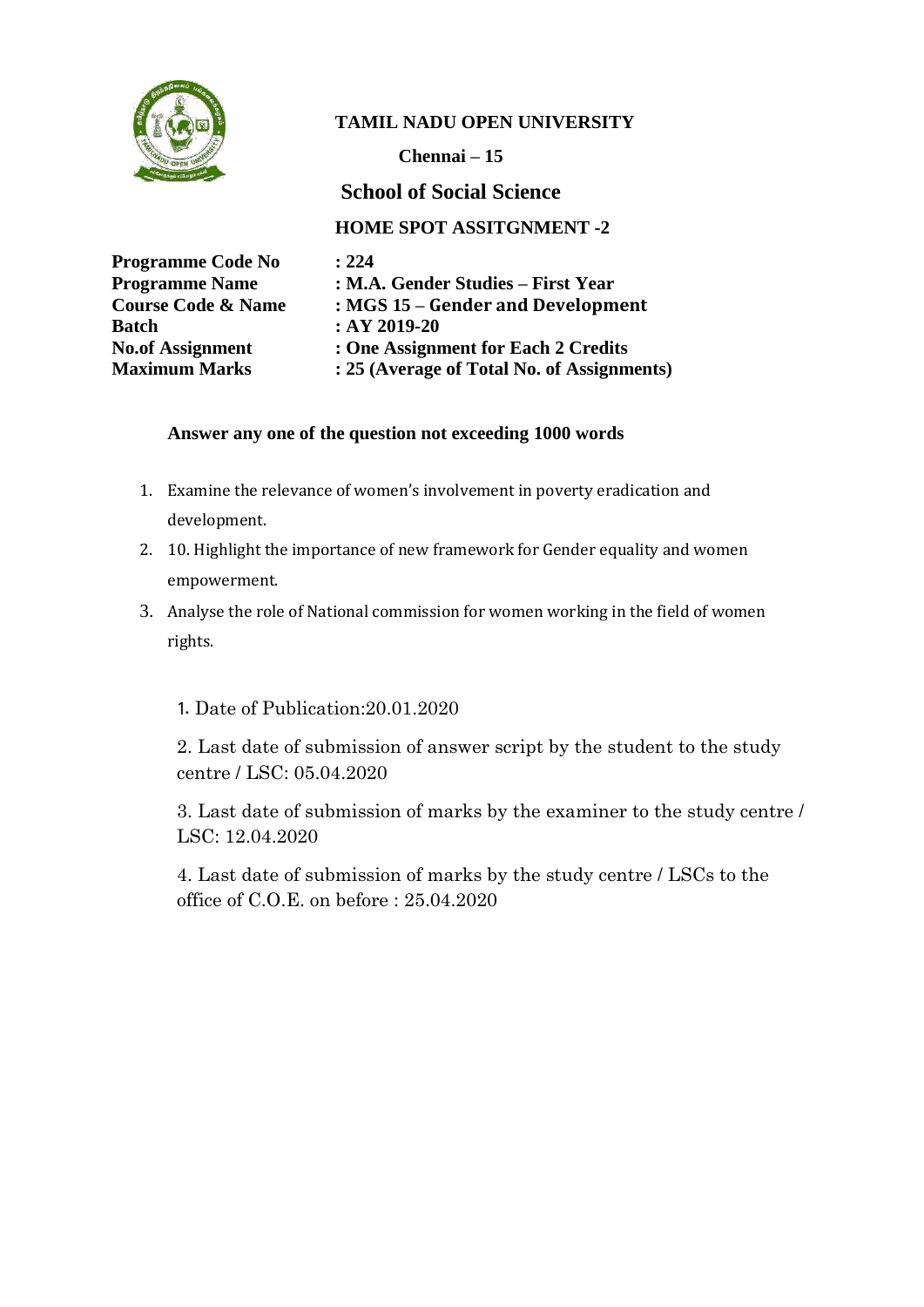**TAMIL NADU OPEN UNIVERSITY**

**Chennai – 15**

## School of Social Science

**HOME SPOT ASSITGNMENT -2**

| | |
|---|---|
| **Programme Code No** | **: 224** |
| **Programme Name** | **: M.A. Gender Studies – First Year** |
| **Course Code & Name** | **: MGS 15 – Gender and Development** |
| **Batch** | **: AY 2019-20** |
| **No.of Assignment** | **: One Assignment for Each 2 Credits** |
| **Maximum Marks** | **: 25 (Average of Total No. of Assignments)** |

**Answer any one of the question not exceeding 1000 words**

1. Examine the relevance of women's involvement in poverty eradication and development.
2. 10. Highlight the importance of new framework for Gender equality and women empowerment.
3. Analyse the role of National commission for women working in the field of women rights.

1. Date of Publication:20.01.2020

2. Last date of submission of answer script by the student to the study centre / LSC: 05.04.2020

3. Last date of submission of marks by the examiner to the study centre / LSC: 12.04.2020

4. Last date of submission of marks by the study centre / LSCs to the office of C.O.E. on before : 25.04.2020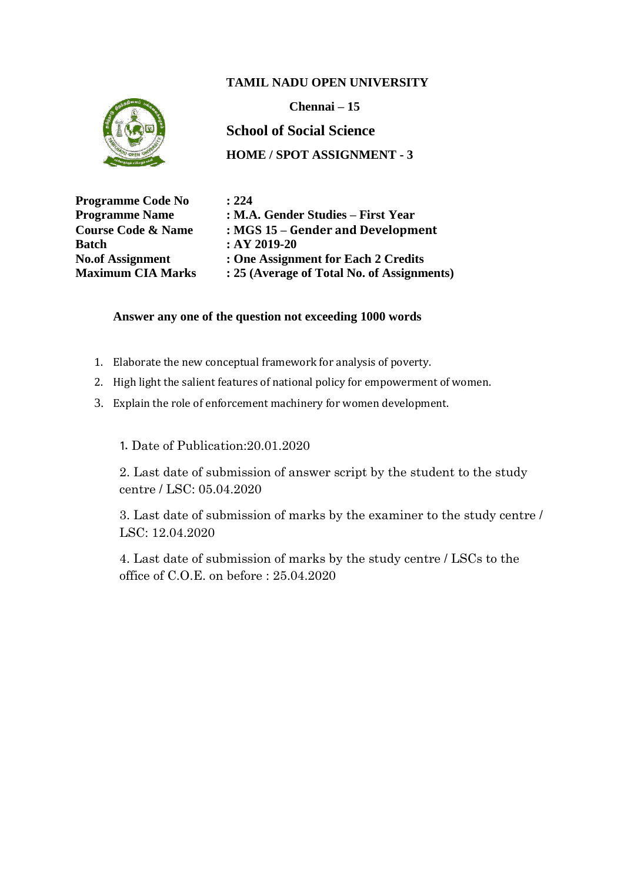# TAMIL NADU OPEN UNIVERSITY

**Chennai – 15**

## School of Social Science

### HOME / SPOT ASSIGNMENT - 3

| | |
|---|---|
| **Programme Code No** | **: 224** |
| **Programme Name** | **: M.A. Gender Studies – First Year** |
| **Course Code & Name** | **: MGS 15 – Gender and Development** |
| **Batch** | **: AY 2019-20** |
| **No.of Assignment** | **: One Assignment for Each 2 Credits** |
| **Maximum CIA Marks** | **: 25 (Average of Total No. of Assignments)** |

**Answer any one of the question not exceeding 1000 words**

1. Elaborate the new conceptual framework for analysis of poverty.
2. High light the salient features of national policy for empowerment of women.
3. Explain the role of enforcement machinery for women development.

1. Date of Publication:20.01.2020

2. Last date of submission of answer script by the student to the study centre / LSC: 05.04.2020

3. Last date of submission of marks by the examiner to the study centre / LSC: 12.04.2020

4. Last date of submission of marks by the study centre / LSCs to the office of C.O.E. on before : 25.04.2020